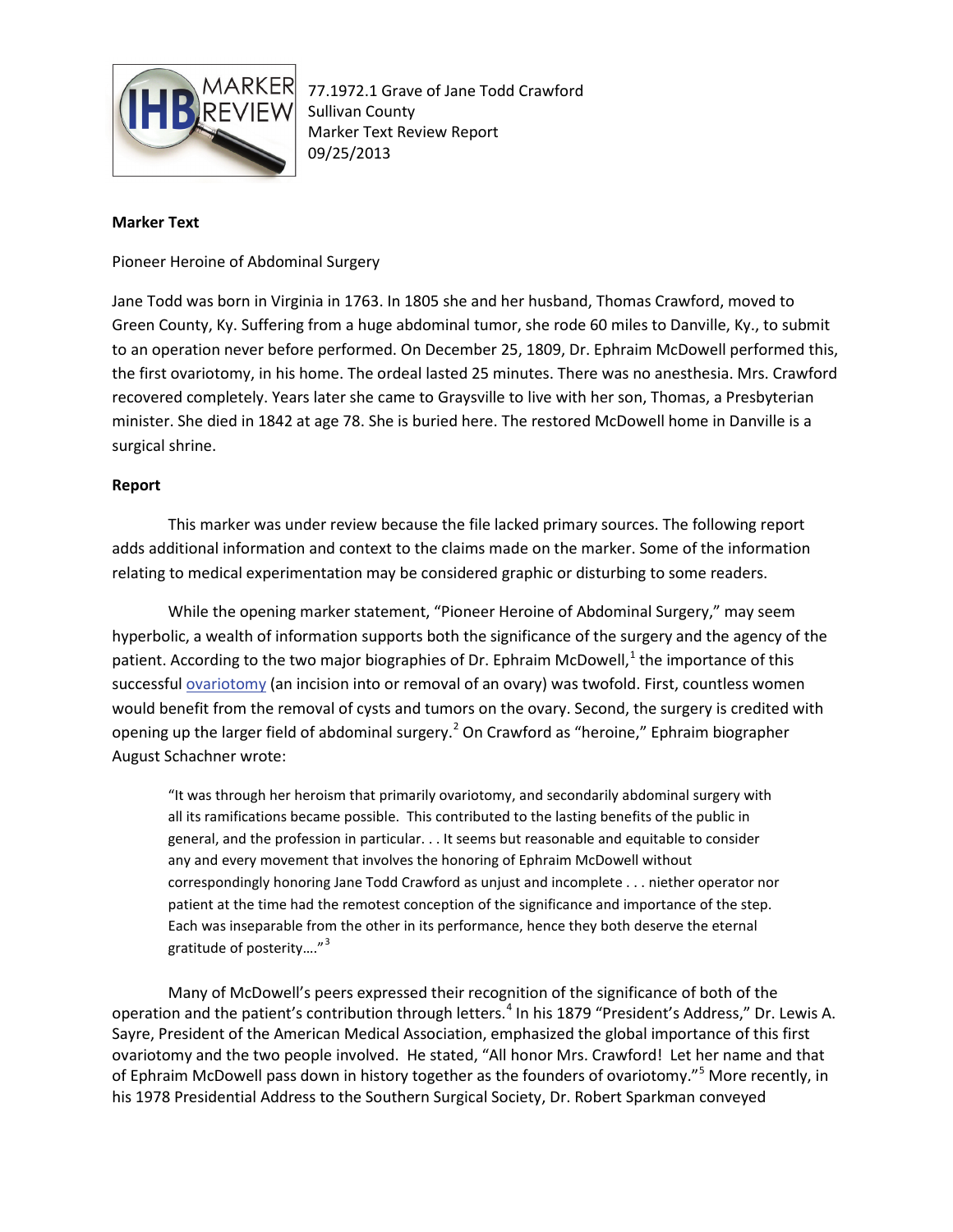77.1972.1 Grave of Jane Todd Crawford
Sullivan County
Marker Text Review Report
09/25/2013

**Marker Text**

Pioneer Heroine of Abdominal Surgery

Jane Todd was born in Virginia in 1763. In 1805 she and her husband, Thomas Crawford, moved to Green County, Ky. Suffering from a huge abdominal tumor, she rode 60 miles to Danville, Ky., to submit to an operation never before performed. On December 25, 1809, Dr. Ephraim McDowell performed this, the first ovariotomy, in his home. The ordeal lasted 25 minutes. There was no anesthesia. Mrs. Crawford recovered completely. Years later she came to Graysville to live with her son, Thomas, a Presbyterian minister. She died in 1842 at age 78. She is buried here. The restored McDowell home in Danville is a surgical shrine.

**Report**

This marker was under review because the file lacked primary sources. The following report adds additional information and context to the claims made on the marker. Some of the information relating to medical experimentation may be considered graphic or disturbing to some readers.

While the opening marker statement, "Pioneer Heroine of Abdominal Surgery," may seem hyperbolic, a wealth of information supports both the significance of the surgery and the agency of the patient. According to the two major biographies of Dr. Ephraim McDowell,[1] the importance of this successful ovariotomy (an incision into or removal of an ovary) was twofold. First, countless women would benefit from the removal of cysts and tumors on the ovary. Second, the surgery is credited with opening up the larger field of abdominal surgery.[2] On Crawford as "heroine," Ephraim biographer August Schachner wrote:

> "It was through her heroism that primarily ovariotomy, and secondarily abdominal surgery with all its ramifications became possible. This contributed to the lasting benefits of the public in general, and the profession in particular. . . It seems but reasonable and equitable to consider any and every movement that involves the honoring of Ephraim McDowell without correspondingly honoring Jane Todd Crawford as unjust and incomplete . . . niether operator nor patient at the time had the remotest conception of the significance and importance of the step. Each was inseparable from the other in its performance, hence they both deserve the eternal gratitude of posterity…."[3]

Many of McDowell's peers expressed their recognition of the significance of both of the operation and the patient's contribution through letters.[4] In his 1879 "President's Address," Dr. Lewis A. Sayre, President of the American Medical Association, emphasized the global importance of this first ovariotomy and the two people involved. He stated, "All honor Mrs. Crawford! Let her name and that of Ephraim McDowell pass down in history together as the founders of ovariotomy."[5] More recently, in his 1978 Presidential Address to the Southern Surgical Society, Dr. Robert Sparkman conveyed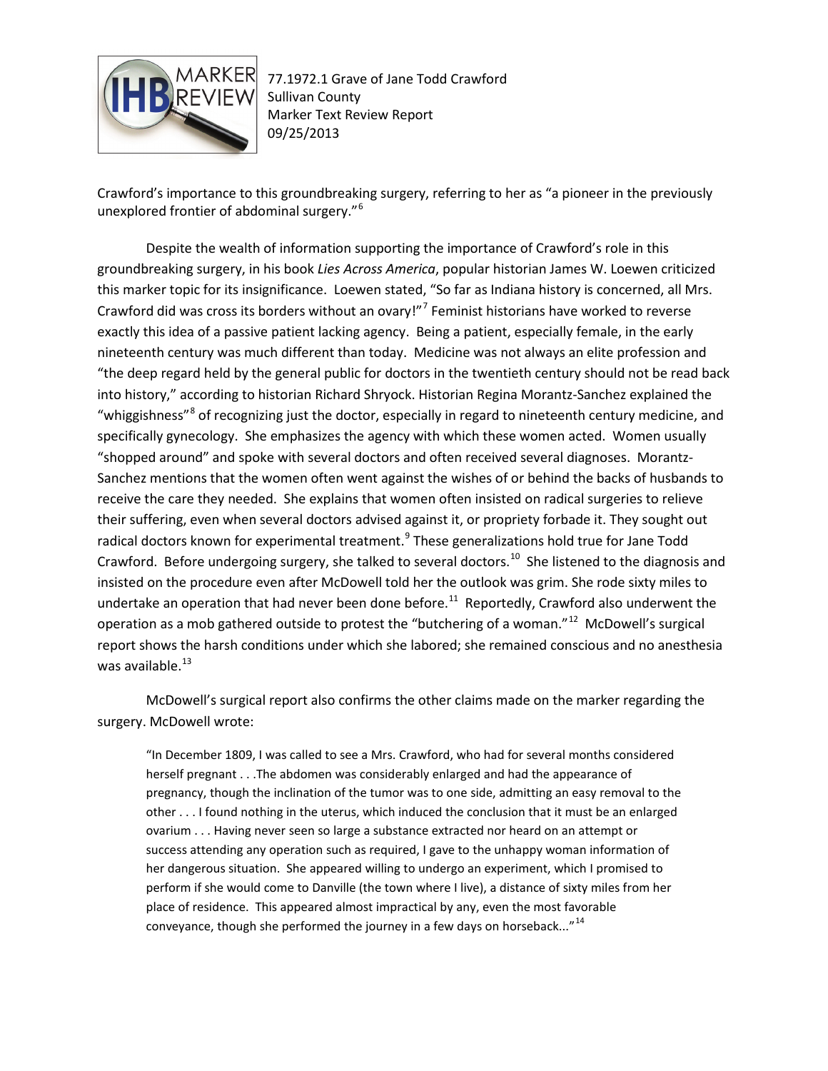Crawford's importance to this groundbreaking surgery, referring to her as "a pioneer in the previously unexplored frontier of abdominal surgery."[6]

Despite the wealth of information supporting the importance of Crawford's role in this groundbreaking surgery, in his book *Lies Across America*, popular historian James W. Loewen criticized this marker topic for its insignificance. Loewen stated, "So far as Indiana history is concerned, all Mrs. Crawford did was cross its borders without an ovary!"[7] Feminist historians have worked to reverse exactly this idea of a passive patient lacking agency. Being a patient, especially female, in the early nineteenth century was much different than today. Medicine was not always an elite profession and "the deep regard held by the general public for doctors in the twentieth century should not be read back into history," according to historian Richard Shryock. Historian Regina Morantz-Sanchez explained the "whiggishness"[8] of recognizing just the doctor, especially in regard to nineteenth century medicine, and specifically gynecology. She emphasizes the agency with which these women acted. Women usually "shopped around" and spoke with several doctors and often received several diagnoses. Morantz-Sanchez mentions that the women often went against the wishes of or behind the backs of husbands to receive the care they needed. She explains that women often insisted on radical surgeries to relieve their suffering, even when several doctors advised against it, or propriety forbade it. They sought out radical doctors known for experimental treatment.[9] These generalizations hold true for Jane Todd Crawford. Before undergoing surgery, she talked to several doctors.[10] She listened to the diagnosis and insisted on the procedure even after McDowell told her the outlook was grim. She rode sixty miles to undertake an operation that had never been done before.[11] Reportedly, Crawford also underwent the operation as a mob gathered outside to protest the "butchering of a woman."[12] McDowell's surgical report shows the harsh conditions under which she labored; she remained conscious and no anesthesia was available.[13]

McDowell's surgical report also confirms the other claims made on the marker regarding the surgery. McDowell wrote:

> "In December 1809, I was called to see a Mrs. Crawford, who had for several months considered herself pregnant . . .The abdomen was considerably enlarged and had the appearance of pregnancy, though the inclination of the tumor was to one side, admitting an easy removal to the other . . . I found nothing in the uterus, which induced the conclusion that it must be an enlarged ovarium . . . Having never seen so large a substance extracted nor heard on an attempt or success attending any operation such as required, I gave to the unhappy woman information of her dangerous situation. She appeared willing to undergo an experiment, which I promised to perform if she would come to Danville (the town where I live), a distance of sixty miles from her place of residence. This appeared almost impractical by any, even the most favorable conveyance, though she performed the journey in a few days on horseback..."[14]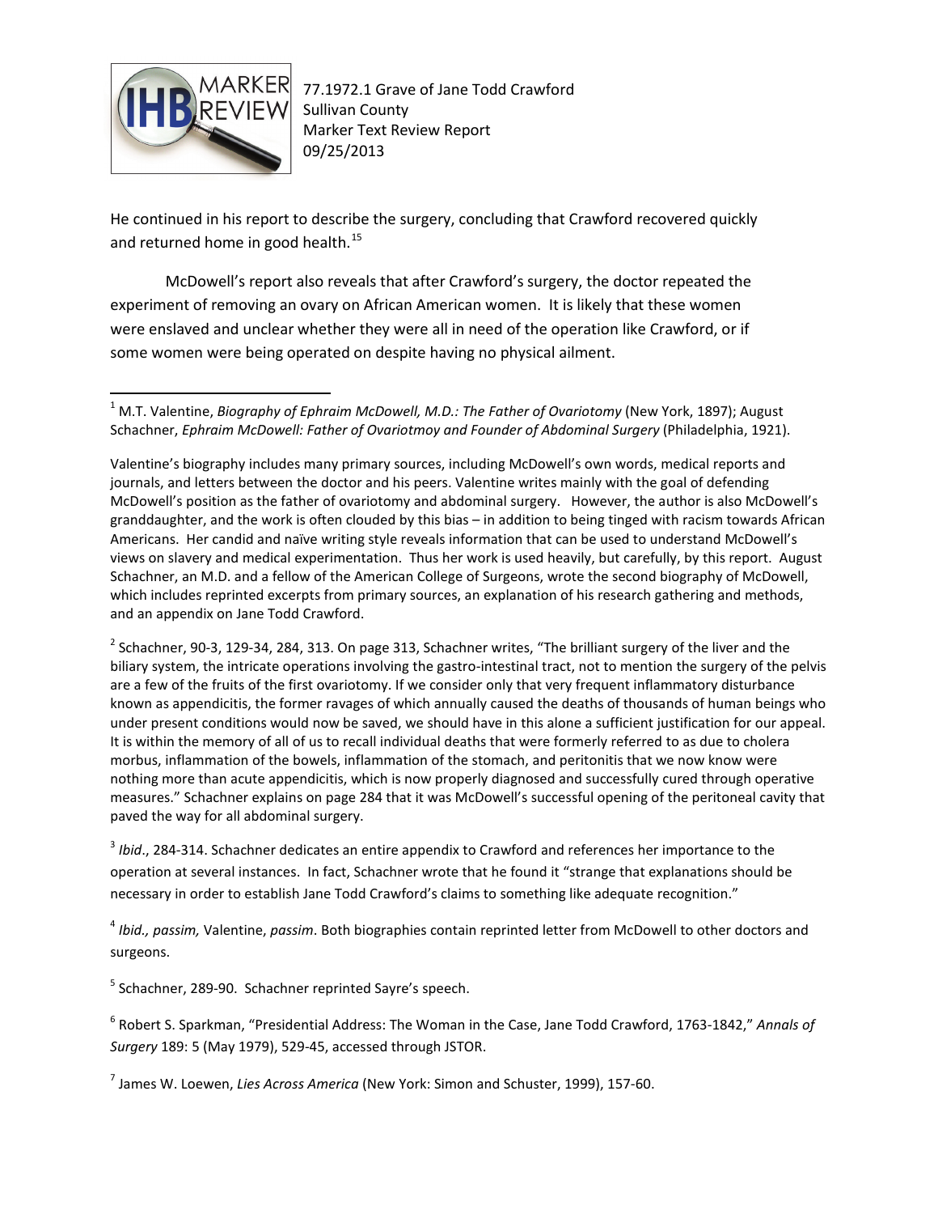He continued in his report to describe the surgery, concluding that Crawford recovered quickly and returned home in good health.[15]

McDowell's report also reveals that after Crawford's surgery, the doctor repeated the experiment of removing an ovary on African American women. It is likely that these women were enslaved and unclear whether they were all in need of the operation like Crawford, or if some women were being operated on despite having no physical ailment.

---

[1] M.T. Valentine, *Biography of Ephraim McDowell, M.D.: The Father of Ovariotomy* (New York, 1897); August Schachner, *Ephraim McDowell: Father of Ovariotmoy and Founder of Abdominal Surgery* (Philadelphia, 1921).

Valentine's biography includes many primary sources, including McDowell's own words, medical reports and journals, and letters between the doctor and his peers. Valentine writes mainly with the goal of defending McDowell's position as the father of ovariotomy and abdominal surgery. However, the author is also McDowell's granddaughter, and the work is often clouded by this bias – in addition to being tinged with racism towards African Americans. Her candid and naïve writing style reveals information that can be used to understand McDowell's views on slavery and medical experimentation. Thus her work is used heavily, but carefully, by this report. August Schachner, an M.D. and a fellow of the American College of Surgeons, wrote the second biography of McDowell, which includes reprinted excerpts from primary sources, an explanation of his research gathering and methods, and an appendix on Jane Todd Crawford.

[2] Schachner, 90-3, 129-34, 284, 313. On page 313, Schachner writes, "The brilliant surgery of the liver and the biliary system, the intricate operations involving the gastro-intestinal tract, not to mention the surgery of the pelvis are a few of the fruits of the first ovariotomy. If we consider only that very frequent inflammatory disturbance known as appendicitis, the former ravages of which annually caused the deaths of thousands of human beings who under present conditions would now be saved, we should have in this alone a sufficient justification for our appeal. It is within the memory of all of us to recall individual deaths that were formerly referred to as due to cholera morbus, inflammation of the bowels, inflammation of the stomach, and peritonitis that we now know were nothing more than acute appendicitis, which is now properly diagnosed and successfully cured through operative measures." Schachner explains on page 284 that it was McDowell's successful opening of the peritoneal cavity that paved the way for all abdominal surgery.

[3] *Ibid*., 284-314. Schachner dedicates an entire appendix to Crawford and references her importance to the operation at several instances. In fact, Schachner wrote that he found it "strange that explanations should be necessary in order to establish Jane Todd Crawford's claims to something like adequate recognition."

[4] *Ibid., passim,* Valentine, *passim*. Both biographies contain reprinted letter from McDowell to other doctors and surgeons.

[5] Schachner, 289-90. Schachner reprinted Sayre's speech.

[6] Robert S. Sparkman, "Presidential Address: The Woman in the Case, Jane Todd Crawford, 1763-1842," *Annals of Surgery* 189: 5 (May 1979), 529-45, accessed through JSTOR.

[7] James W. Loewen, *Lies Across America* (New York: Simon and Schuster, 1999), 157-60.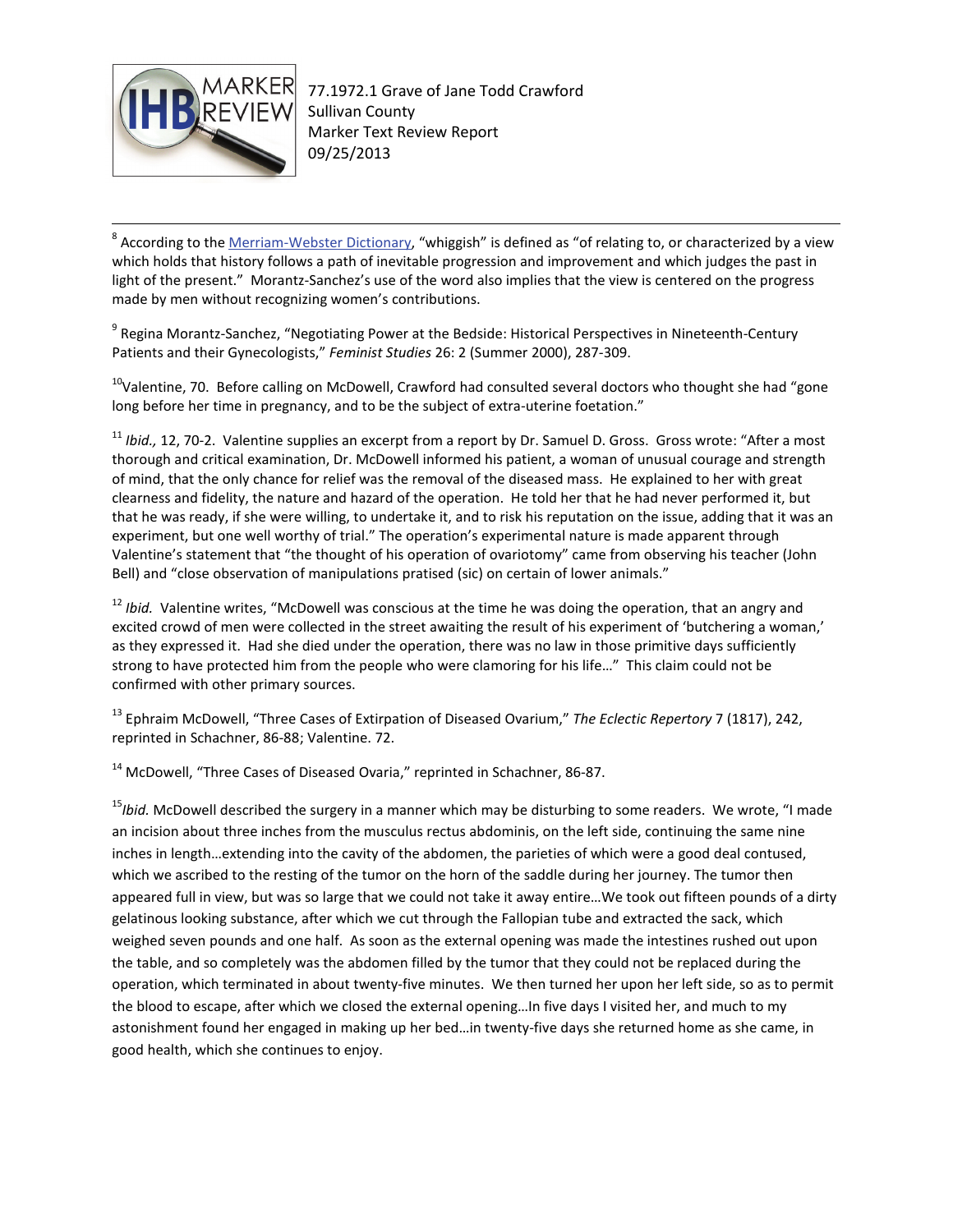[8] According to the Merriam-Webster Dictionary, "whiggish" is defined as "of relating to, or characterized by a view which holds that history follows a path of inevitable progression and improvement and which judges the past in light of the present." Morantz-Sanchez's use of the word also implies that the view is centered on the progress made by men without recognizing women's contributions.

[9] Regina Morantz-Sanchez, "Negotiating Power at the Bedside: Historical Perspectives in Nineteenth-Century Patients and their Gynecologists," *Feminist Studies* 26: 2 (Summer 2000), 287-309.

[10] Valentine, 70. Before calling on McDowell, Crawford had consulted several doctors who thought she had "gone long before her time in pregnancy, and to be the subject of extra-uterine foetation."

[11] *Ibid.,* 12, 70-2. Valentine supplies an excerpt from a report by Dr. Samuel D. Gross. Gross wrote: "After a most thorough and critical examination, Dr. McDowell informed his patient, a woman of unusual courage and strength of mind, that the only chance for relief was the removal of the diseased mass. He explained to her with great clearness and fidelity, the nature and hazard of the operation. He told her that he had never performed it, but that he was ready, if she were willing, to undertake it, and to risk his reputation on the issue, adding that it was an experiment, but one well worthy of trial." The operation's experimental nature is made apparent through Valentine's statement that "the thought of his operation of ovariotomy" came from observing his teacher (John Bell) and "close observation of manipulations pratised (sic) on certain of lower animals."

[12] *Ibid.* Valentine writes, "McDowell was conscious at the time he was doing the operation, that an angry and excited crowd of men were collected in the street awaiting the result of his experiment of 'butchering a woman,' as they expressed it. Had she died under the operation, there was no law in those primitive days sufficiently strong to have protected him from the people who were clamoring for his life…" This claim could not be confirmed with other primary sources.

[13] Ephraim McDowell, "Three Cases of Extirpation of Diseased Ovarium," *The Eclectic Repertory* 7 (1817), 242, reprinted in Schachner, 86-88; Valentine. 72.

[14] McDowell, "Three Cases of Diseased Ovaria," reprinted in Schachner, 86-87.

[15] *Ibid.* McDowell described the surgery in a manner which may be disturbing to some readers. We wrote, "I made an incision about three inches from the musculus rectus abdominis, on the left side, continuing the same nine inches in length…extending into the cavity of the abdomen, the parieties of which were a good deal contused, which we ascribed to the resting of the tumor on the horn of the saddle during her journey. The tumor then appeared full in view, but was so large that we could not take it away entire…We took out fifteen pounds of a dirty gelatinous looking substance, after which we cut through the Fallopian tube and extracted the sack, which weighed seven pounds and one half. As soon as the external opening was made the intestines rushed out upon the table, and so completely was the abdomen filled by the tumor that they could not be replaced during the operation, which terminated in about twenty-five minutes. We then turned her upon her left side, so as to permit the blood to escape, after which we closed the external opening…In five days I visited her, and much to my astonishment found her engaged in making up her bed…in twenty-five days she returned home as she came, in good health, which she continues to enjoy.